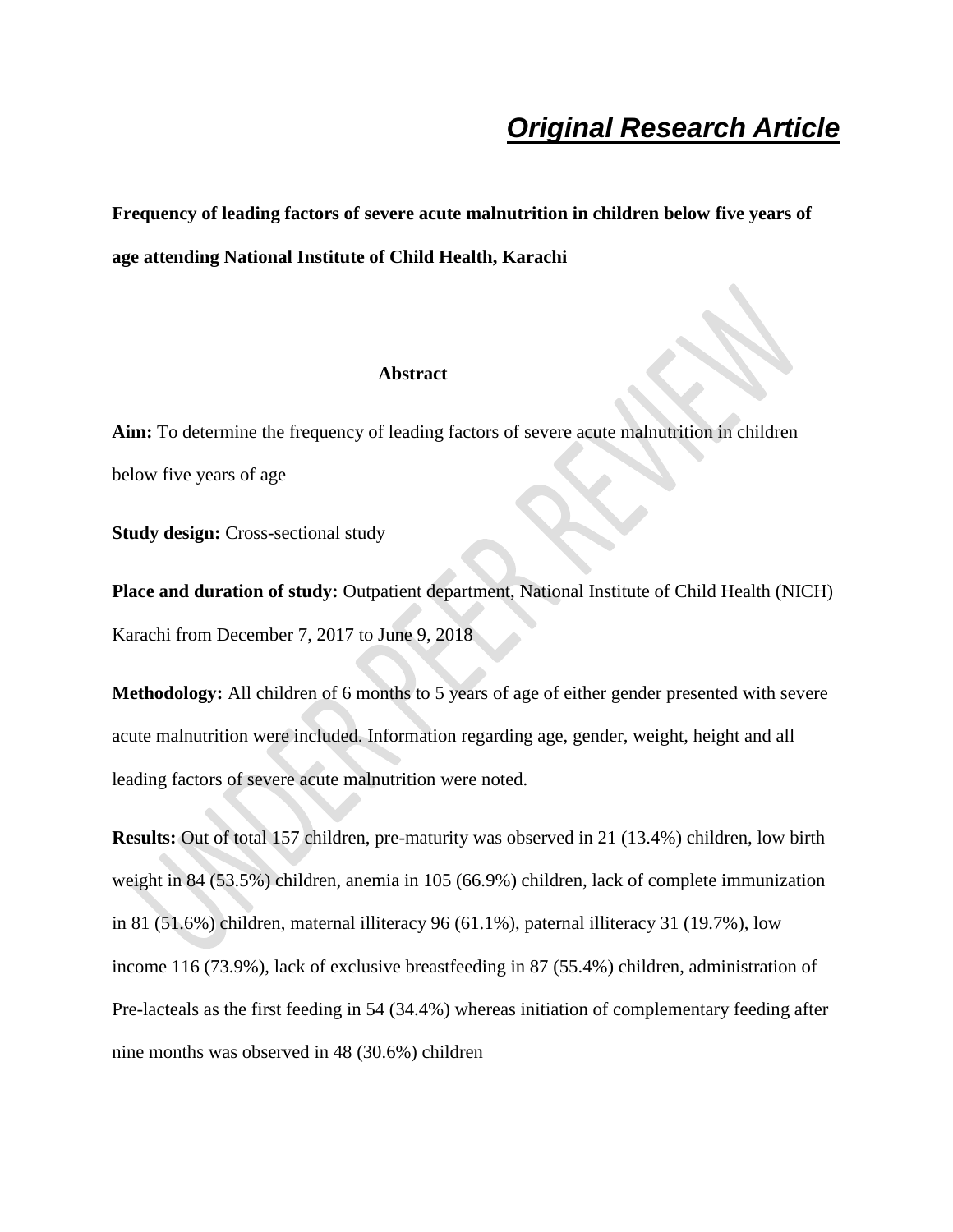***Original Research Article***

**Frequency of leading factors of severe acute malnutrition in children below five years of age attending National Institute of Child Health, Karachi**

**Abstract**

**Aim:** To determine the frequency of leading factors of severe acute malnutrition in children below five years of age

**Study design:** Cross-sectional study

**Place and duration of study:** Outpatient department, National Institute of Child Health (NICH) Karachi from December 7, 2017 to June 9, 2018

**Methodology:** All children of 6 months to 5 years of age of either gender presented with severe acute malnutrition were included. Information regarding age, gender, weight, height and all leading factors of severe acute malnutrition were noted.

**Results:** Out of total 157 children, pre-maturity was observed in 21 (13.4%) children, low birth weight in 84 (53.5%) children, anemia in 105 (66.9%) children, lack of complete immunization in 81 (51.6%) children, maternal illiteracy 96 (61.1%), paternal illiteracy 31 (19.7%), low income 116 (73.9%), lack of exclusive breastfeeding in 87 (55.4%) children, administration of Pre-lacteals as the first feeding in 54 (34.4%) whereas initiation of complementary feeding after nine months was observed in 48 (30.6%) children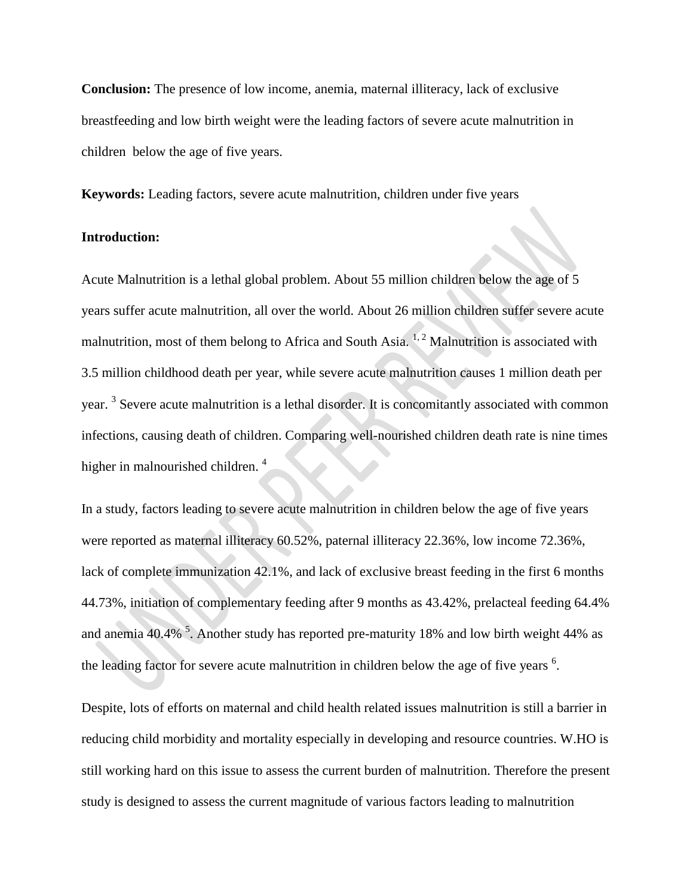**Conclusion:** The presence of low income, anemia, maternal illiteracy, lack of exclusive breastfeeding and low birth weight were the leading factors of severe acute malnutrition in children below the age of five years.

**Keywords:** Leading factors, severe acute malnutrition, children under five years

**Introduction:**

Acute Malnutrition is a lethal global problem. About 55 million children below the age of 5 years suffer acute malnutrition, all over the world. About 26 million children suffer severe acute malnutrition, most of them belong to Africa and South Asia. [1, 2] Malnutrition is associated with 3.5 million childhood death per year, while severe acute malnutrition causes 1 million death per year. [3] Severe acute malnutrition is a lethal disorder. It is concomitantly associated with common infections, causing death of children. Comparing well-nourished children death rate is nine times higher in malnourished children. [4]

In a study, factors leading to severe acute malnutrition in children below the age of five years were reported as maternal illiteracy 60.52%, paternal illiteracy 22.36%, low income 72.36%, lack of complete immunization 42.1%, and lack of exclusive breast feeding in the first 6 months 44.73%, initiation of complementary feeding after 9 months as 43.42%, prelacteal feeding 64.4% and anemia 40.4% [5]. Another study has reported pre-maturity 18% and low birth weight 44% as the leading factor for severe acute malnutrition in children below the age of five years [6].

Despite, lots of efforts on maternal and child health related issues malnutrition is still a barrier in reducing child morbidity and mortality especially in developing and resource countries. W.HO is still working hard on this issue to assess the current burden of malnutrition. Therefore the present study is designed to assess the current magnitude of various factors leading to malnutrition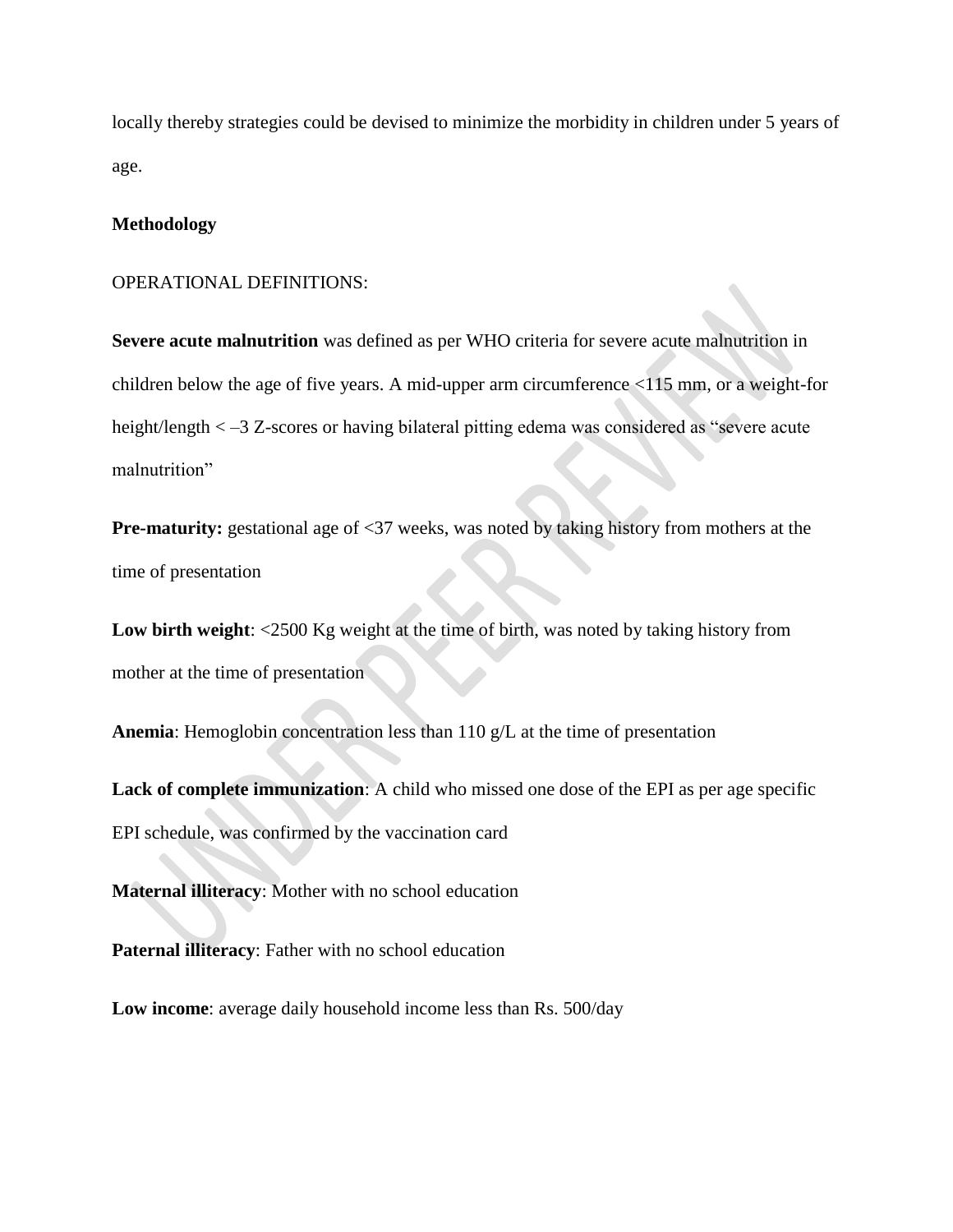locally thereby strategies could be devised to minimize the morbidity in children under 5 years of age.

**Methodology**

OPERATIONAL DEFINITIONS:

**Severe acute malnutrition** was defined as per WHO criteria for severe acute malnutrition in children below the age of five years. A mid-upper arm circumference <115 mm, or a weight-for height/length < –3 Z-scores or having bilateral pitting edema was considered as "severe acute malnutrition"

**Pre-maturity:** gestational age of <37 weeks, was noted by taking history from mothers at the time of presentation

**Low birth weight**: <2500 Kg weight at the time of birth, was noted by taking history from mother at the time of presentation

**Anemia**: Hemoglobin concentration less than 110 g/L at the time of presentation

**Lack of complete immunization**: A child who missed one dose of the EPI as per age specific EPI schedule, was confirmed by the vaccination card

**Maternal illiteracy**: Mother with no school education

**Paternal illiteracy**: Father with no school education

**Low income**: average daily household income less than Rs. 500/day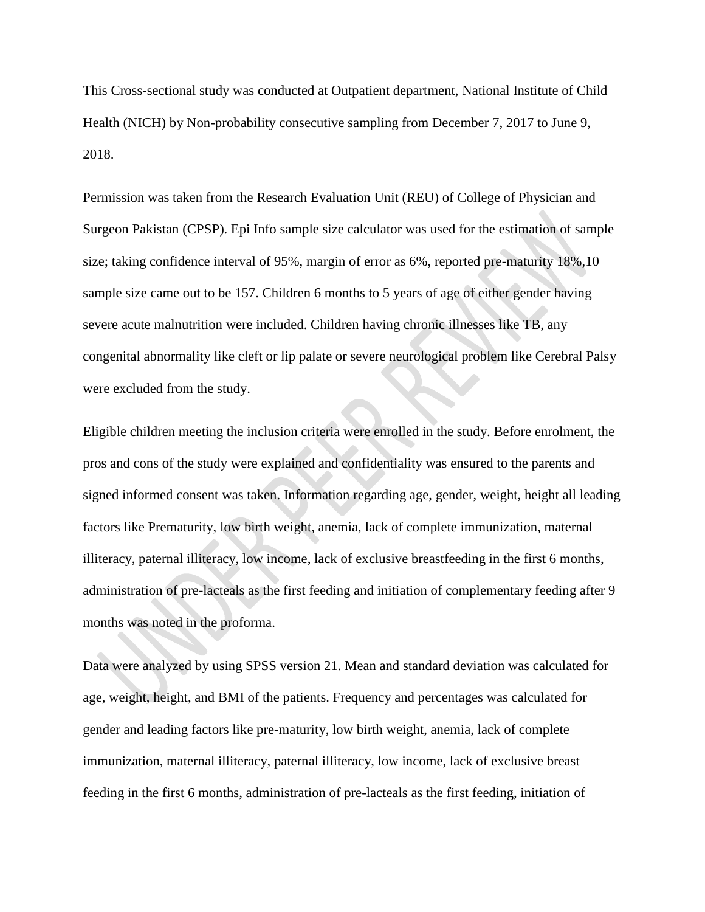This Cross-sectional study was conducted at Outpatient department, National Institute of Child Health (NICH) by Non-probability consecutive sampling from December 7, 2017 to June 9, 2018.

Permission was taken from the Research Evaluation Unit (REU) of College of Physician and Surgeon Pakistan (CPSP). Epi Info sample size calculator was used for the estimation of sample size; taking confidence interval of 95%, margin of error as 6%, reported pre-maturity 18%,10 sample size came out to be 157. Children 6 months to 5 years of age of either gender having severe acute malnutrition were included. Children having chronic illnesses like TB, any congenital abnormality like cleft or lip palate or severe neurological problem like Cerebral Palsy were excluded from the study.

Eligible children meeting the inclusion criteria were enrolled in the study. Before enrolment, the pros and cons of the study were explained and confidentiality was ensured to the parents and signed informed consent was taken. Information regarding age, gender, weight, height all leading factors like Prematurity, low birth weight, anemia, lack of complete immunization, maternal illiteracy, paternal illiteracy, low income, lack of exclusive breastfeeding in the first 6 months, administration of pre-lacteals as the first feeding and initiation of complementary feeding after 9 months was noted in the proforma.

Data were analyzed by using SPSS version 21. Mean and standard deviation was calculated for age, weight, height, and BMI of the patients. Frequency and percentages was calculated for gender and leading factors like pre-maturity, low birth weight, anemia, lack of complete immunization, maternal illiteracy, paternal illiteracy, low income, lack of exclusive breast feeding in the first 6 months, administration of pre-lacteals as the first feeding, initiation of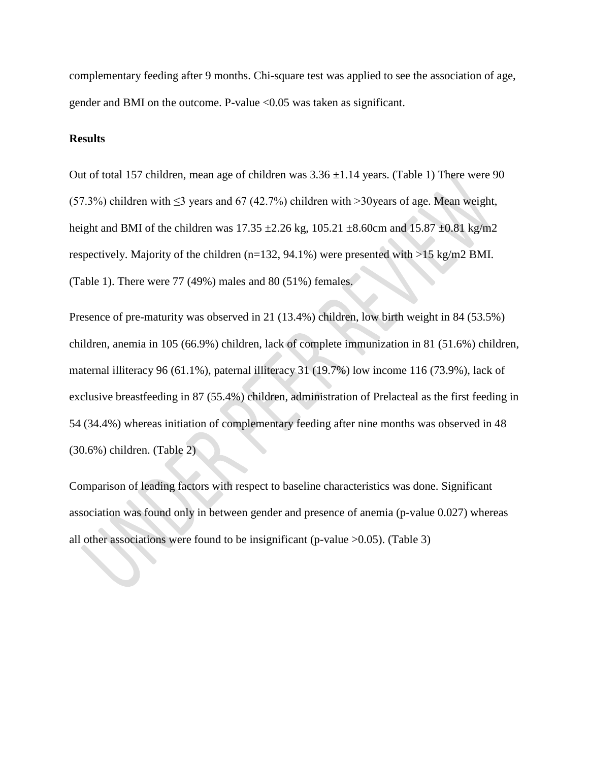complementary feeding after 9 months. Chi-square test was applied to see the association of age, gender and BMI on the outcome. P-value <0.05 was taken as significant.

**Results**

Out of total 157 children, mean age of children was 3.36 ±1.14 years. (Table 1) There were 90 (57.3%) children with ≤3 years and 67 (42.7%) children with >30years of age. Mean weight, height and BMI of the children was 17.35 ±2.26 kg, 105.21 ±8.60cm and 15.87 ±0.81 kg/m2 respectively. Majority of the children (n=132, 94.1%) were presented with >15 kg/m2 BMI. (Table 1). There were 77 (49%) males and 80 (51%) females.

Presence of pre-maturity was observed in 21 (13.4%) children, low birth weight in 84 (53.5%) children, anemia in 105 (66.9%) children, lack of complete immunization in 81 (51.6%) children, maternal illiteracy 96 (61.1%), paternal illiteracy 31 (19.7%) low income 116 (73.9%), lack of exclusive breastfeeding in 87 (55.4%) children, administration of Prelacteal as the first feeding in 54 (34.4%) whereas initiation of complementary feeding after nine months was observed in 48 (30.6%) children. (Table 2)

Comparison of leading factors with respect to baseline characteristics was done. Significant association was found only in between gender and presence of anemia (p-value 0.027) whereas all other associations were found to be insignificant (p-value >0.05). (Table 3)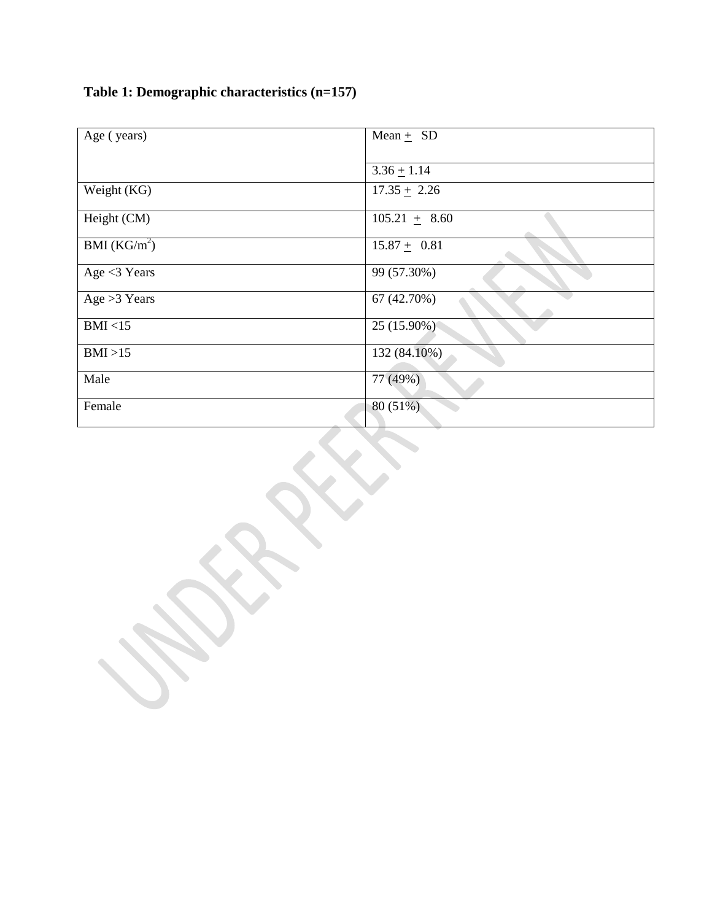**Table 1: Demographic characteristics (n=157)**

| Age ( years) | Mean ± SD |
|---|---|
| | 3.36 ± 1.14 |
| Weight (KG) | 17.35 ± 2.26 |
| Height (CM) | 105.21 ± 8.60 |
| BMI (KG/m$^2$) | 15.87 ± 0.81 |
| Age <3 Years | 99 (57.30%) |
| Age >3 Years | 67 (42.70%) |
| BMI <15 | 25 (15.90%) |
| BMI >15 | 132 (84.10%) |
| Male | 77 (49%) |
| Female | 80 (51%) |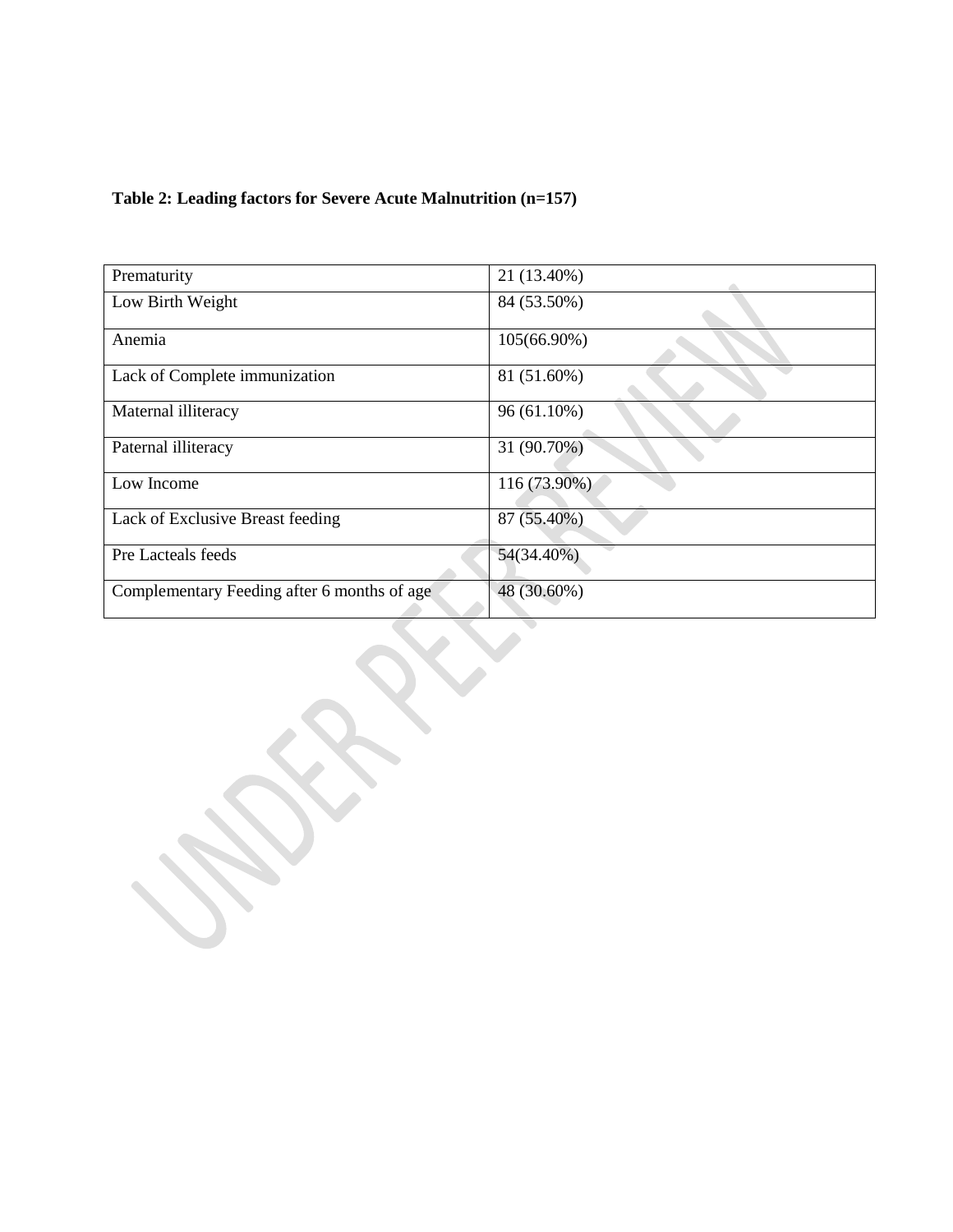**Table 2: Leading factors for Severe Acute Malnutrition (n=157)**

| | |
|---|---|
| Prematurity | 21 (13.40%) |
| Low Birth Weight | 84 (53.50%) |
| Anemia | 105(66.90%) |
| Lack of Complete immunization | 81 (51.60%) |
| Maternal illiteracy | 96 (61.10%) |
| Paternal illiteracy | 31 (90.70%) |
| Low Income | 116 (73.90%) |
| Lack of Exclusive Breast feeding | 87 (55.40%) |
| Pre Lacteals feeds | 54(34.40%) |
| Complementary Feeding after 6 months of age | 48 (30.60%) |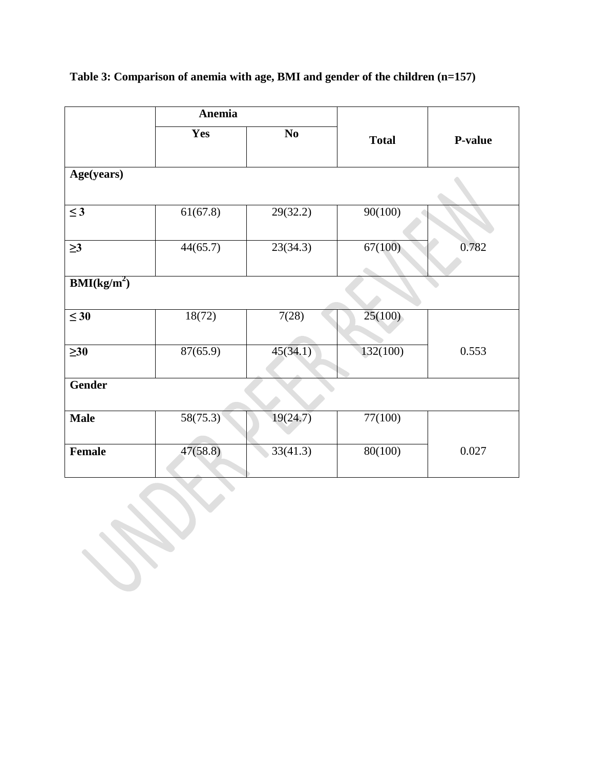**Table 3: Comparison of anemia with age, BMI and gender of the children (n=157)**

| | Anemia | | Total | P-value |
|---|---|---|---|---|
| | Yes | No | | |
| **Age(years)** | | | | |
| **≤ 3** | 61(67.8) | 29(32.2) | 90(100) | |
| **≥3** | 44(65.7) | 23(34.3) | 67(100) | 0.782 |
| **BMI(kg/m²)** | | | | |
| **≤ 30** | 18(72) | 7(28) | 25(100) | |
| **≥30** | 87(65.9) | 45(34.1) | 132(100) | 0.553 |
| **Gender** | | | | |
| **Male** | 58(75.3) | 19(24.7) | 77(100) | |
| **Female** | 47(58.8) | 33(41.3) | 80(100) | 0.027 |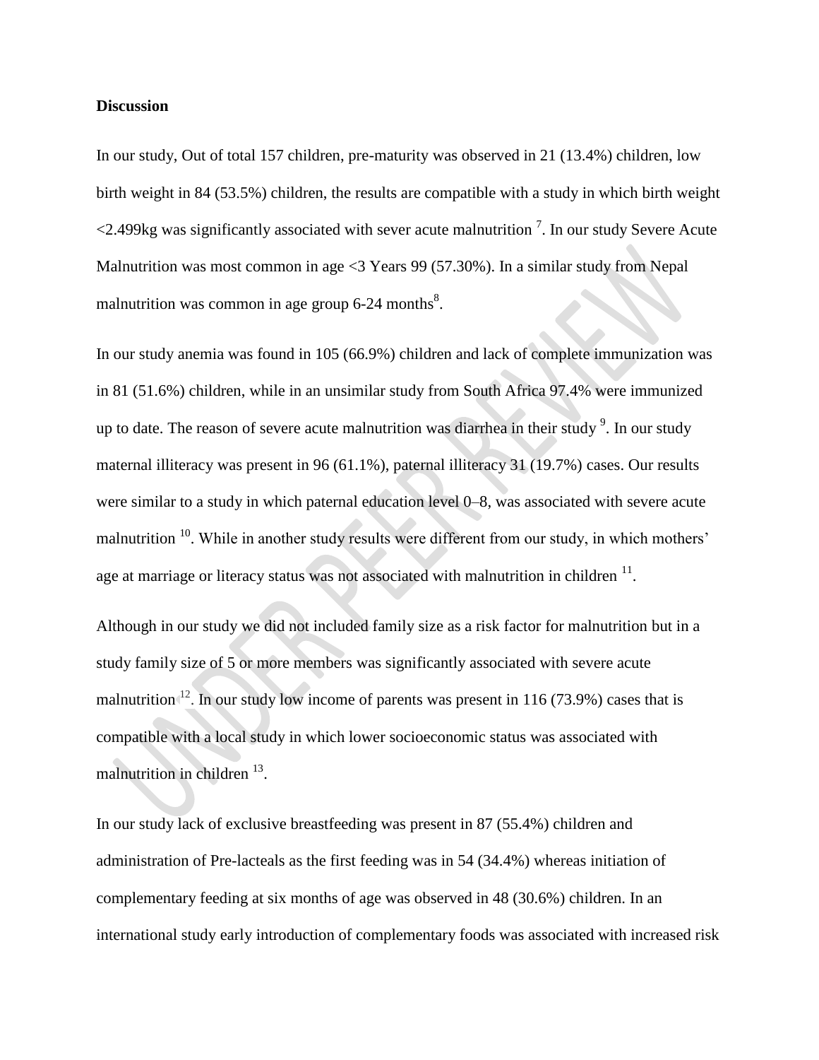## Discussion

In our study, Out of total 157 children, pre-maturity was observed in 21 (13.4%) children, low birth weight in 84 (53.5%) children, the results are compatible with a study in which birth weight <2.499kg was significantly associated with sever acute malnutrition [7]. In our study Severe Acute Malnutrition was most common in age <3 Years 99 (57.30%). In a similar study from Nepal malnutrition was common in age group 6-24 months[8].

In our study anemia was found in 105 (66.9%) children and lack of complete immunization was in 81 (51.6%) children, while in an unsimilar study from South Africa 97.4% were immunized up to date. The reason of severe acute malnutrition was diarrhea in their study [9]. In our study maternal illiteracy was present in 96 (61.1%), paternal illiteracy 31 (19.7%) cases. Our results were similar to a study in which paternal education level 0–8, was associated with severe acute malnutrition [10]. While in another study results were different from our study, in which mothers' age at marriage or literacy status was not associated with malnutrition in children [11].

Although in our study we did not included family size as a risk factor for malnutrition but in a study family size of 5 or more members was significantly associated with severe acute malnutrition [12]. In our study low income of parents was present in 116 (73.9%) cases that is compatible with a local study in which lower socioeconomic status was associated with malnutrition in children [13].

In our study lack of exclusive breastfeeding was present in 87 (55.4%) children and administration of Pre-lacteals as the first feeding was in 54 (34.4%) whereas initiation of complementary feeding at six months of age was observed in 48 (30.6%) children. In an international study early introduction of complementary foods was associated with increased risk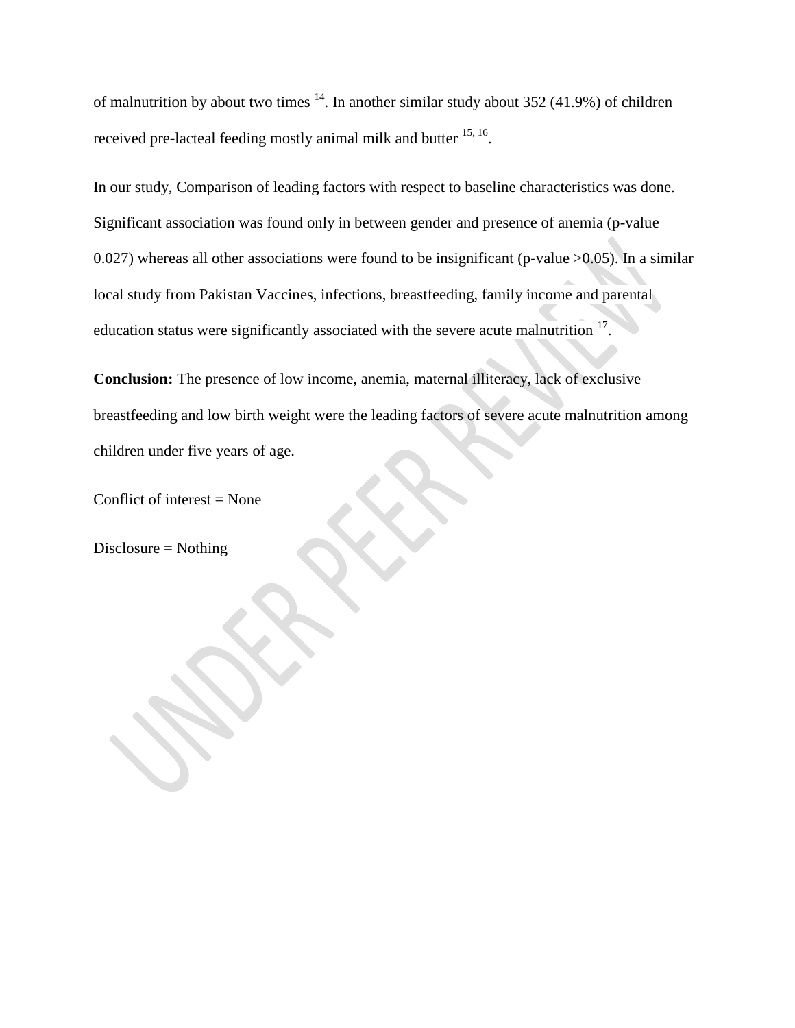of malnutrition by about two times [14]. In another similar study about 352 (41.9%) of children received pre-lacteal feeding mostly animal milk and butter [15, 16].

In our study, Comparison of leading factors with respect to baseline characteristics was done. Significant association was found only in between gender and presence of anemia (p-value 0.027) whereas all other associations were found to be insignificant (p-value >0.05). In a similar local study from Pakistan Vaccines, infections, breastfeeding, family income and parental education status were significantly associated with the severe acute malnutrition [17].

**Conclusion:** The presence of low income, anemia, maternal illiteracy, lack of exclusive breastfeeding and low birth weight were the leading factors of severe acute malnutrition among children under five years of age.

Conflict of interest = None

Disclosure = Nothing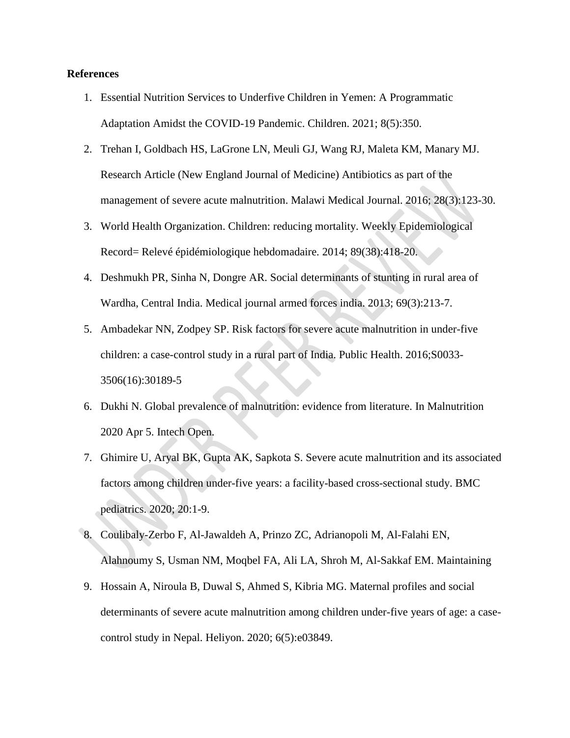**References**

1. Essential Nutrition Services to Underfive Children in Yemen: A Programmatic Adaptation Amidst the COVID-19 Pandemic. Children. 2021; 8(5):350.
2. Trehan I, Goldbach HS, LaGrone LN, Meuli GJ, Wang RJ, Maleta KM, Manary MJ. Research Article (New England Journal of Medicine) Antibiotics as part of the management of severe acute malnutrition. Malawi Medical Journal. 2016; 28(3):123-30.
3. World Health Organization. Children: reducing mortality. Weekly Epidemiological Record= Relevé épidémiologique hebdomadaire. 2014; 89(38):418-20.
4. Deshmukh PR, Sinha N, Dongre AR. Social determinants of stunting in rural area of Wardha, Central India. Medical journal armed forces india. 2013; 69(3):213-7.
5. Ambadekar NN, Zodpey SP. Risk factors for severe acute malnutrition in under-five children: a case-control study in a rural part of India. Public Health. 2016;S0033-3506(16):30189-5
6. Dukhi N. Global prevalence of malnutrition: evidence from literature. In Malnutrition 2020 Apr 5. Intech Open.
7. Ghimire U, Aryal BK, Gupta AK, Sapkota S. Severe acute malnutrition and its associated factors among children under-five years: a facility-based cross-sectional study. BMC pediatrics. 2020; 20:1-9.
8. Coulibaly-Zerbo F, Al-Jawaldeh A, Prinzo ZC, Adrianopoli M, Al-Falahi EN, Alahnoumy S, Usman NM, Moqbel FA, Ali LA, Shroh M, Al-Sakkaf EM. Maintaining
9. Hossain A, Niroula B, Duwal S, Ahmed S, Kibria MG. Maternal profiles and social determinants of severe acute malnutrition among children under-five years of age: a case-control study in Nepal. Heliyon. 2020; 6(5):e03849.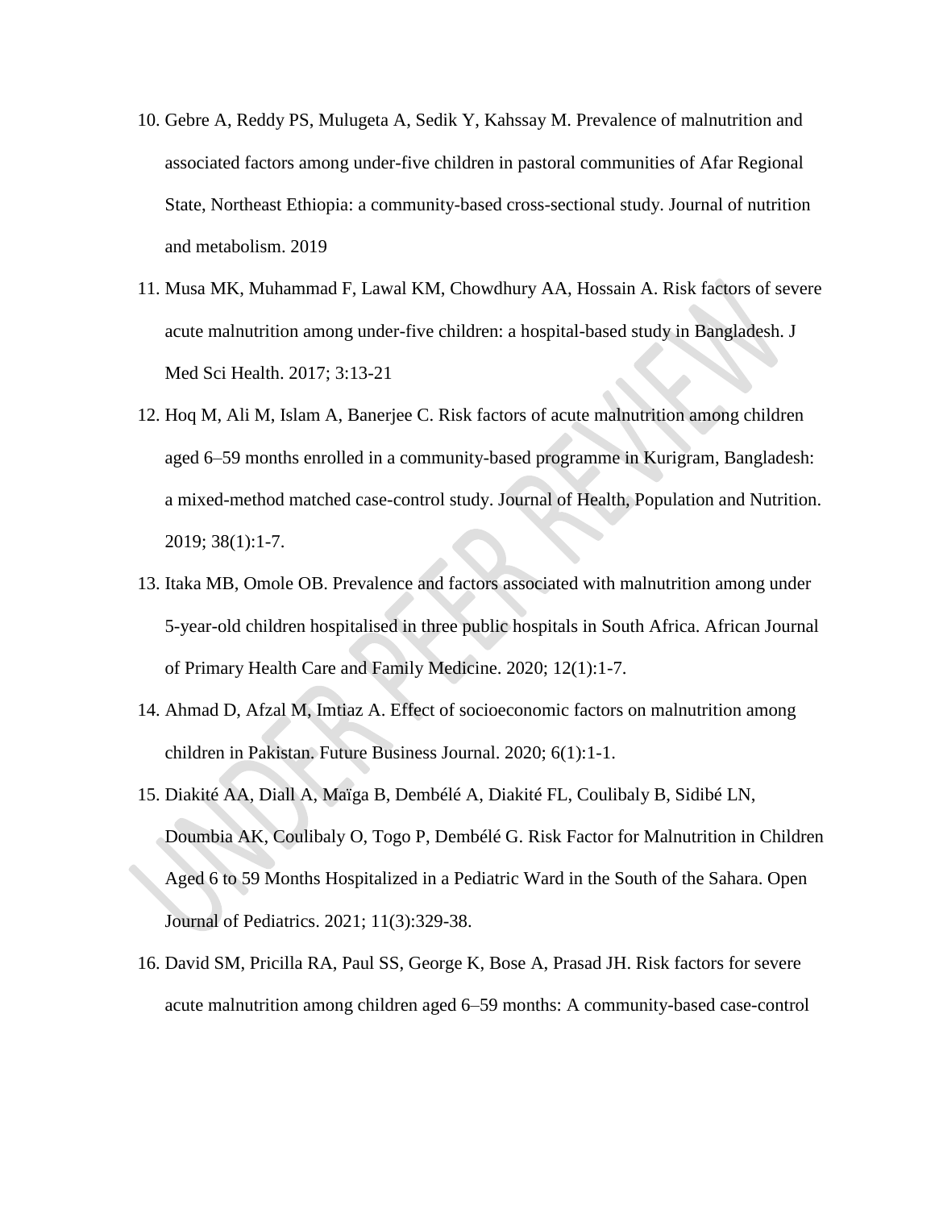10. Gebre A, Reddy PS, Mulugeta A, Sedik Y, Kahssay M. Prevalence of malnutrition and associated factors among under-five children in pastoral communities of Afar Regional State, Northeast Ethiopia: a community-based cross-sectional study. Journal of nutrition and metabolism. 2019

11. Musa MK, Muhammad F, Lawal KM, Chowdhury AA, Hossain A. Risk factors of severe acute malnutrition among under-five children: a hospital-based study in Bangladesh. J Med Sci Health. 2017; 3:13-21

12. Hoq M, Ali M, Islam A, Banerjee C. Risk factors of acute malnutrition among children aged 6–59 months enrolled in a community-based programme in Kurigram, Bangladesh: a mixed-method matched case-control study. Journal of Health, Population and Nutrition. 2019; 38(1):1-7.

13. Itaka MB, Omole OB. Prevalence and factors associated with malnutrition among under 5-year-old children hospitalised in three public hospitals in South Africa. African Journal of Primary Health Care and Family Medicine. 2020; 12(1):1-7.

14. Ahmad D, Afzal M, Imtiaz A. Effect of socioeconomic factors on malnutrition among children in Pakistan. Future Business Journal. 2020; 6(1):1-1.

15. Diakité AA, Diall A, Maïga B, Dembélé A, Diakité FL, Coulibaly B, Sidibé LN, Doumbia AK, Coulibaly O, Togo P, Dembélé G. Risk Factor for Malnutrition in Children Aged 6 to 59 Months Hospitalized in a Pediatric Ward in the South of the Sahara. Open Journal of Pediatrics. 2021; 11(3):329-38.

16. David SM, Pricilla RA, Paul SS, George K, Bose A, Prasad JH. Risk factors for severe acute malnutrition among children aged 6–59 months: A community-based case-control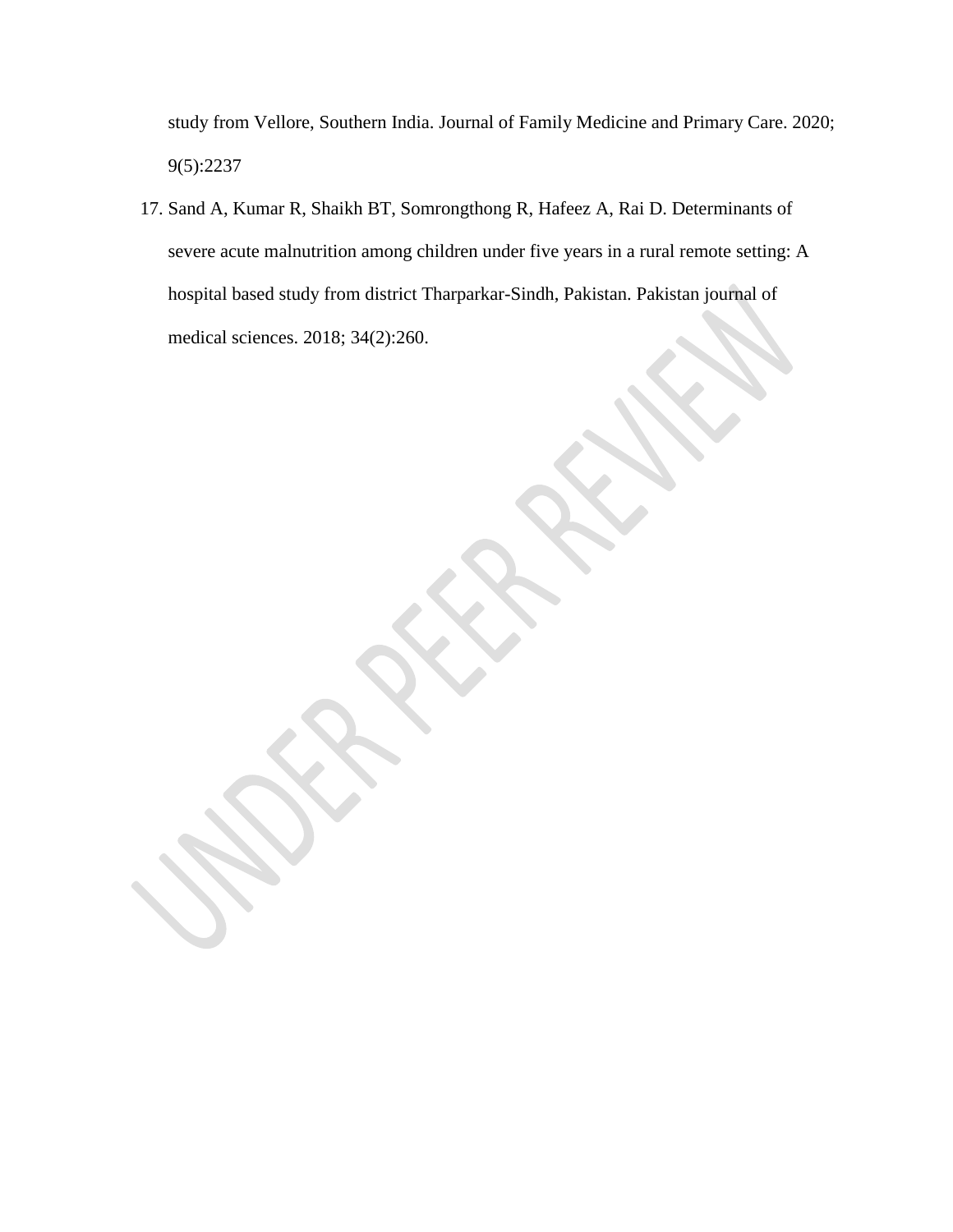study from Vellore, Southern India. Journal of Family Medicine and Primary Care. 2020; 9(5):2237

17. Sand A, Kumar R, Shaikh BT, Somrongthong R, Hafeez A, Rai D. Determinants of severe acute malnutrition among children under five years in a rural remote setting: A hospital based study from district Tharparkar-Sindh, Pakistan. Pakistan journal of medical sciences. 2018; 34(2):260.